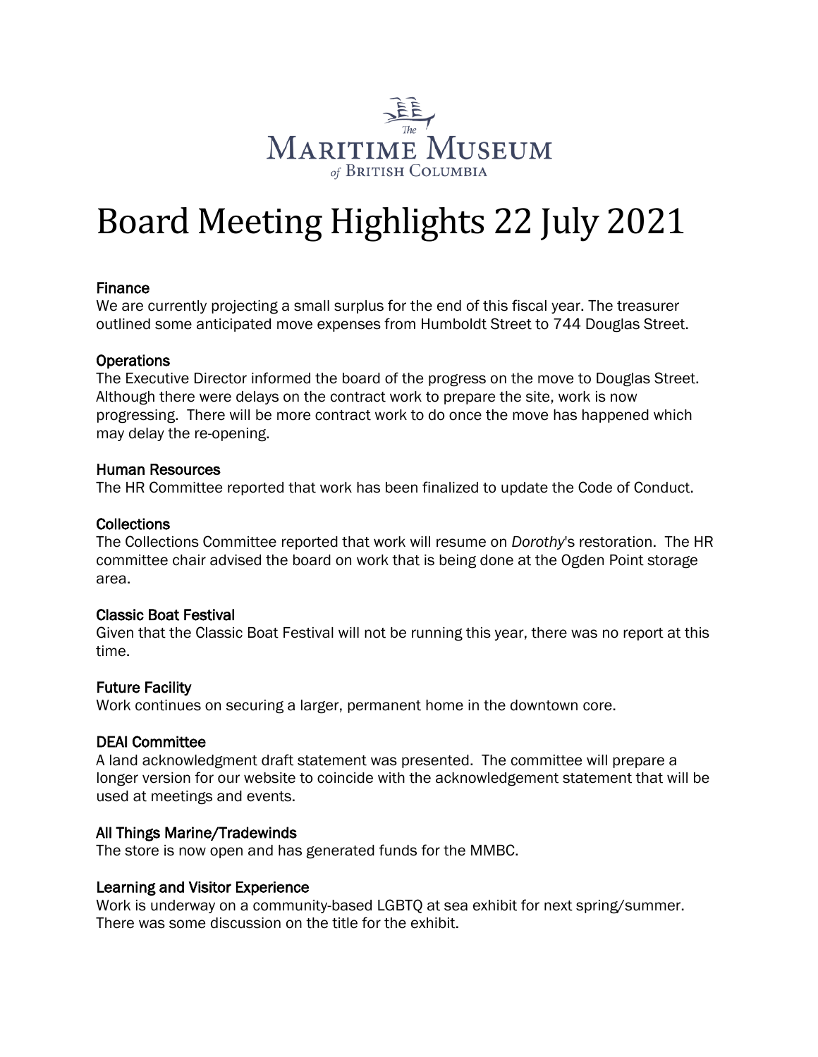The Maritime Museum of British Columbia

# Board Meeting Highlights 22 July 2021

## Finance

We are currently projecting a small surplus for the end of this fiscal year. The treasurer outlined some anticipated move expenses from Humboldt Street to 744 Douglas Street.

## Operations

The Executive Director informed the board of the progress on the move to Douglas Street. Although there were delays on the contract work to prepare the site, work is now progressing. There will be more contract work to do once the move has happened which may delay the re-opening.

## Human Resources

The HR Committee reported that work has been finalized to update the Code of Conduct.

## Collections

The Collections Committee reported that work will resume on *Dorothy*'s restoration. The HR committee chair advised the board on work that is being done at the Ogden Point storage area.

## Classic Boat Festival

Given that the Classic Boat Festival will not be running this year, there was no report at this time.

## Future Facility

Work continues on securing a larger, permanent home in the downtown core.

## DEAI Committee

A land acknowledgment draft statement was presented. The committee will prepare a longer version for our website to coincide with the acknowledgement statement that will be used at meetings and events.

## All Things Marine/Tradewinds

The store is now open and has generated funds for the MMBC.

## Learning and Visitor Experience

Work is underway on a community-based LGBTQ at sea exhibit for next spring/summer. There was some discussion on the title for the exhibit.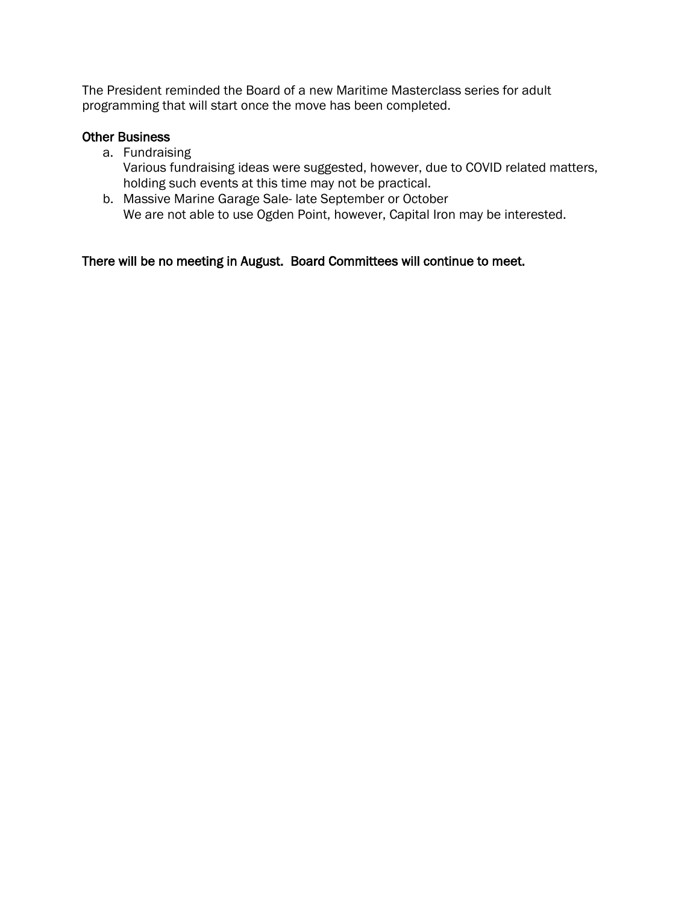The President reminded the Board of a new Maritime Masterclass series for adult programming that will start once the move has been completed.

### Other Business

a. Fundraising
   Various fundraising ideas were suggested, however, due to COVID related matters, holding such events at this time may not be practical.
b. Massive Marine Garage Sale- late September or October
   We are not able to use Ogden Point, however, Capital Iron may be interested.

**There will be no meeting in August. Board Committees will continue to meet.**